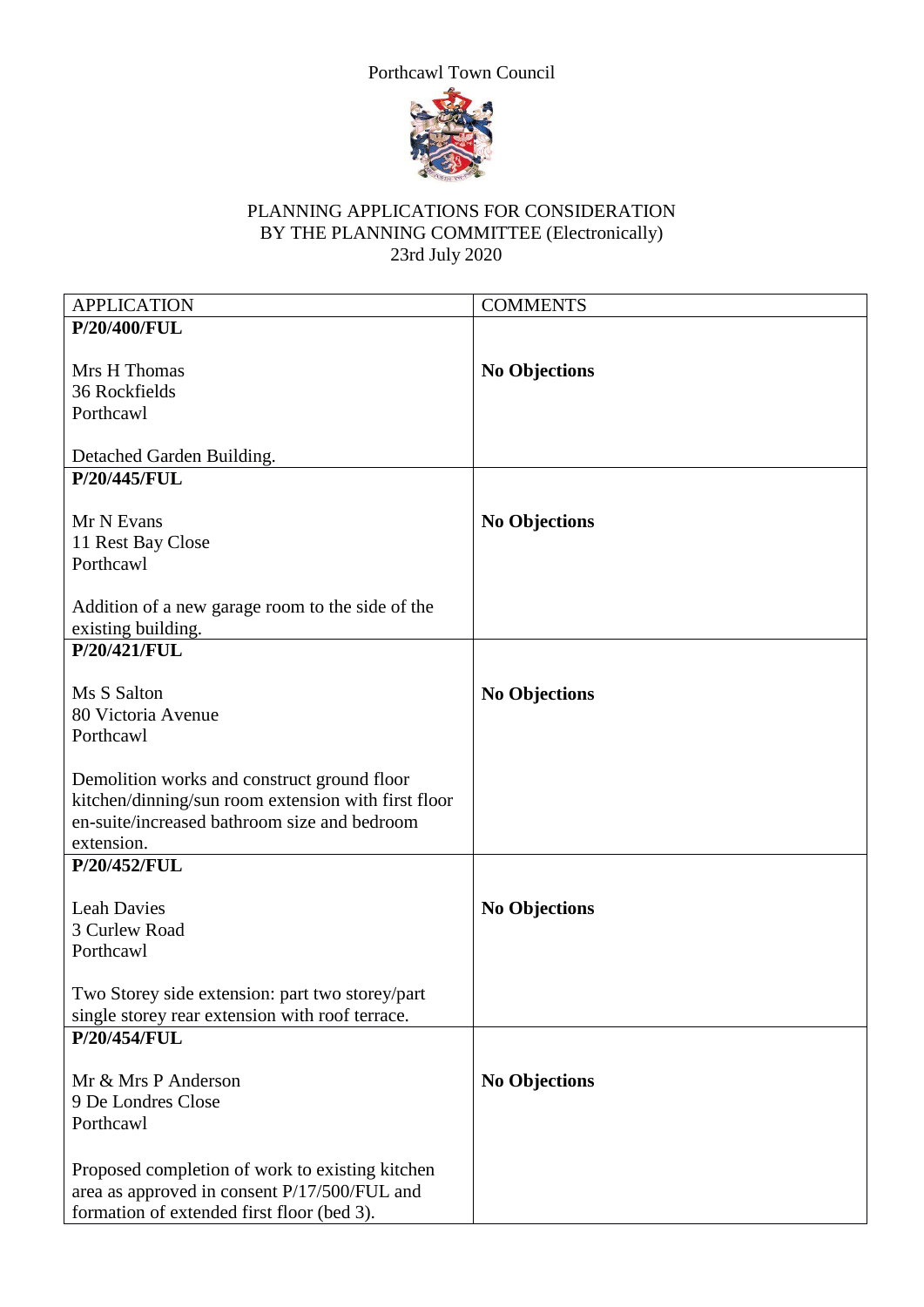Porthcawl Town Council

PLANNING APPLICATIONS FOR CONSIDERATION
BY THE PLANNING COMMITTEE (Electronically)
23rd July 2020

| APPLICATION | COMMENTS |
|---|---|
| **P/20/400/FUL**<br><br>Mrs H Thomas<br>36 Rockfields<br>Porthcawl<br><br>Detached Garden Building. | **No Objections** |
| **P/20/445/FUL**<br><br>Mr N Evans<br>11 Rest Bay Close<br>Porthcawl<br><br>Addition of a new garage room to the side of the existing building. | **No Objections** |
| **P/20/421/FUL**<br><br>Ms S Salton<br>80 Victoria Avenue<br>Porthcawl<br><br>Demolition works and construct ground floor kitchen/dinning/sun room extension with first floor en-suite/increased bathroom size and bedroom extension. | **No Objections** |
| **P/20/452/FUL**<br><br>Leah Davies<br>3 Curlew Road<br>Porthcawl<br><br>Two Storey side extension: part two storey/part single storey rear extension with roof terrace. | **No Objections** |
| **P/20/454/FUL**<br><br>Mr & Mrs P Anderson<br>9 De Londres Close<br>Porthcawl<br><br>Proposed completion of work to existing kitchen area as approved in consent P/17/500/FUL and formation of extended first floor (bed 3). | **No Objections** |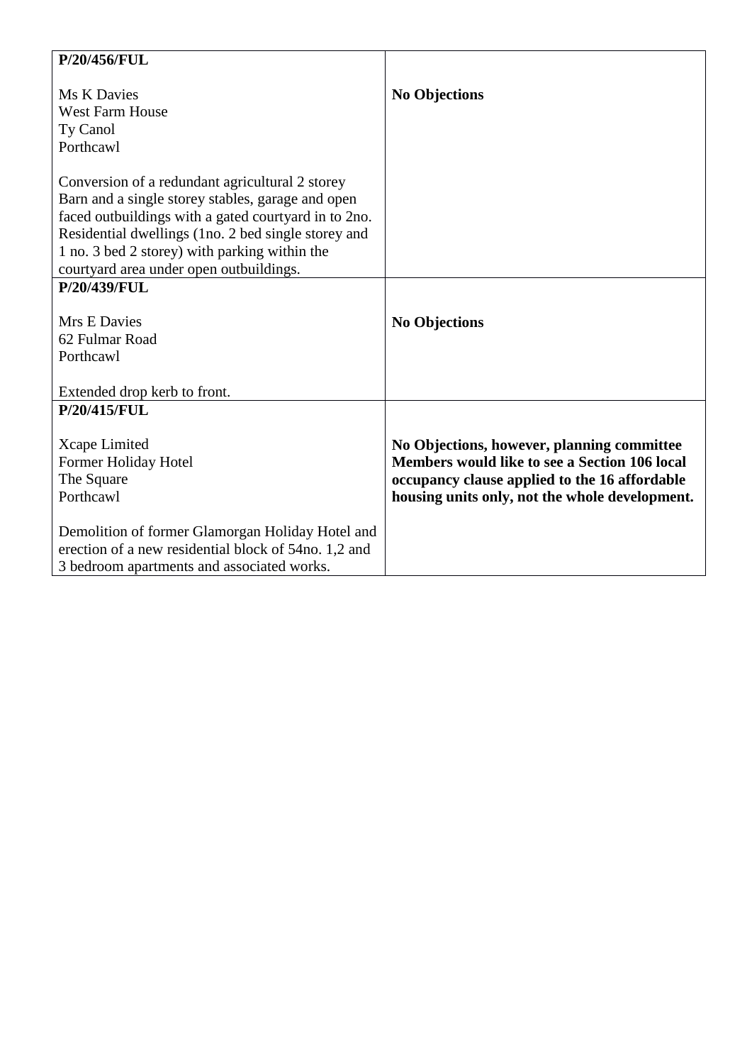| | |
|---|---|
| **P/20/456/FUL**<br><br>Ms K Davies<br>West Farm House<br>Ty Canol<br>Porthcawl<br><br>Conversion of a redundant agricultural 2 storey Barn and a single storey stables, garage and open faced outbuildings with a gated courtyard in to 2no. Residential dwellings (1no. 2 bed single storey and 1 no. 3 bed 2 storey) with parking within the courtyard area under open outbuildings. | **No Objections** |
| **P/20/439/FUL**<br><br>Mrs E Davies<br>62 Fulmar Road<br>Porthcawl<br><br>Extended drop kerb to front. | **No Objections** |
| **P/20/415/FUL**<br><br>Xcape Limited<br>Former Holiday Hotel<br>The Square<br>Porthcawl<br><br>Demolition of former Glamorgan Holiday Hotel and erection of a new residential block of 54no. 1,2 and 3 bedroom apartments and associated works. | **No Objections, however, planning committee Members would like to see a Section 106 local occupancy clause applied to the 16 affordable housing units only, not the whole development.** |